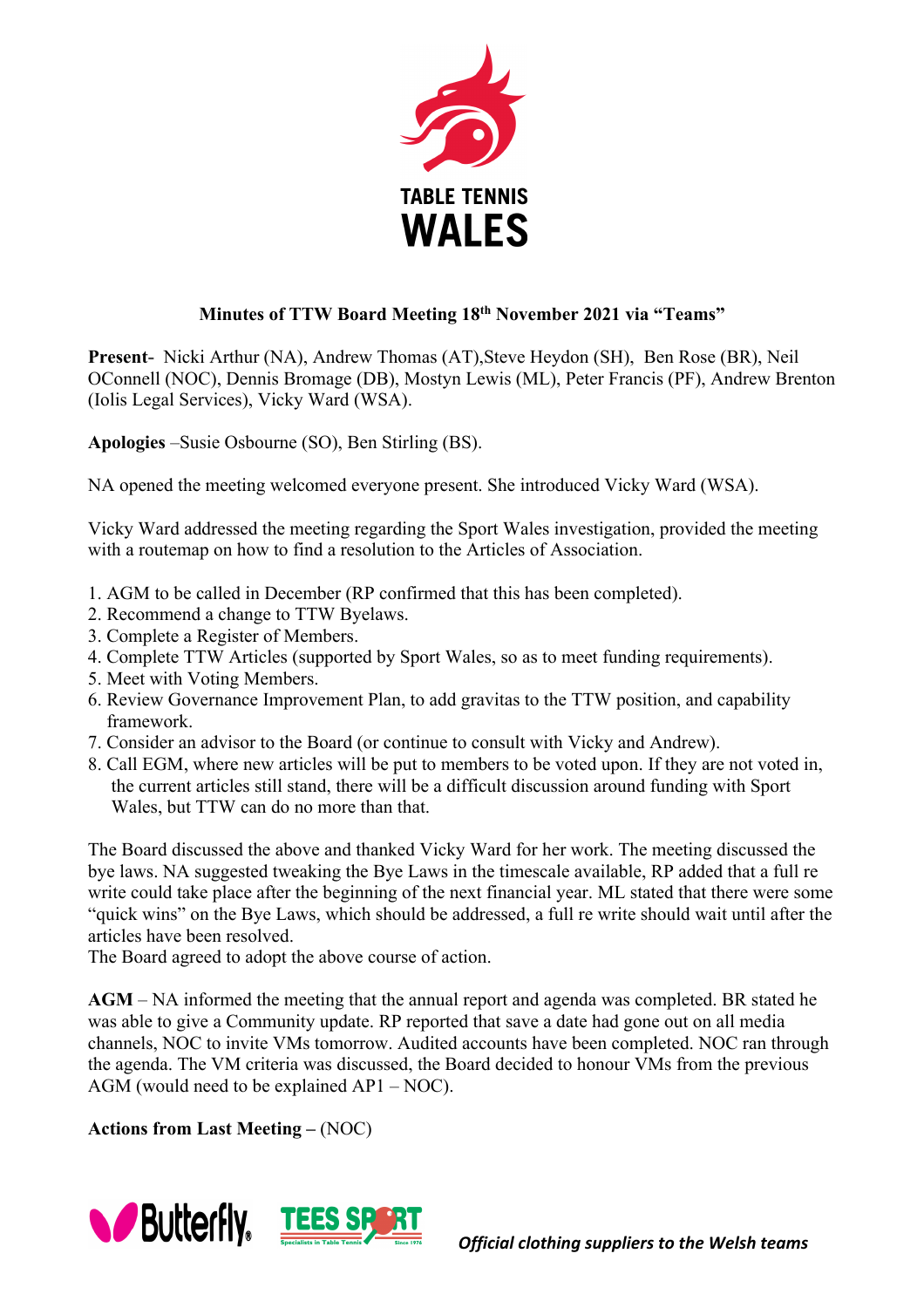TABLE TENNIS WALES

**Minutes of TTW Board Meeting 18th November 2021 via "Teams"**

**Present**- Nicki Arthur (NA), Andrew Thomas (AT),Steve Heydon (SH), Ben Rose (BR), Neil OConnell (NOC), Dennis Bromage (DB), Mostyn Lewis (ML), Peter Francis (PF), Andrew Brenton (Iolis Legal Services), Vicky Ward (WSA).

**Apologies** –Susie Osbourne (SO), Ben Stirling (BS).

NA opened the meeting welcomed everyone present. She introduced Vicky Ward (WSA).

Vicky Ward addressed the meeting regarding the Sport Wales investigation, provided the meeting with a routemap on how to find a resolution to the Articles of Association.

1. AGM to be called in December (RP confirmed that this has been completed).
2. Recommend a change to TTW Byelaws.
3. Complete a Register of Members.
4. Complete TTW Articles (supported by Sport Wales, so as to meet funding requirements).
5. Meet with Voting Members.
6. Review Governance Improvement Plan, to add gravitas to the TTW position, and capability framework.
7. Consider an advisor to the Board (or continue to consult with Vicky and Andrew).
8. Call EGM, where new articles will be put to members to be voted upon. If they are not voted in, the current articles still stand, there will be a difficult discussion around funding with Sport Wales, but TTW can do no more than that.

The Board discussed the above and thanked Vicky Ward for her work. The meeting discussed the bye laws. NA suggested tweaking the Bye Laws in the timescale available, RP added that a full re write could take place after the beginning of the next financial year. ML stated that there were some "quick wins" on the Bye Laws, which should be addressed, a full re write should wait until after the articles have been resolved.
The Board agreed to adopt the above course of action.

**AGM** – NA informed the meeting that the annual report and agenda was completed. BR stated he was able to give a Community update. RP reported that save a date had gone out on all media channels, NOC to invite VMs tomorrow. Audited accounts have been completed. NOC ran through the agenda. The VM criteria was discussed, the Board decided to honour VMs from the previous AGM (would need to be explained AP1 – NOC).

**Actions from Last Meeting –** (NOC)

*Official clothing suppliers to the Welsh teams*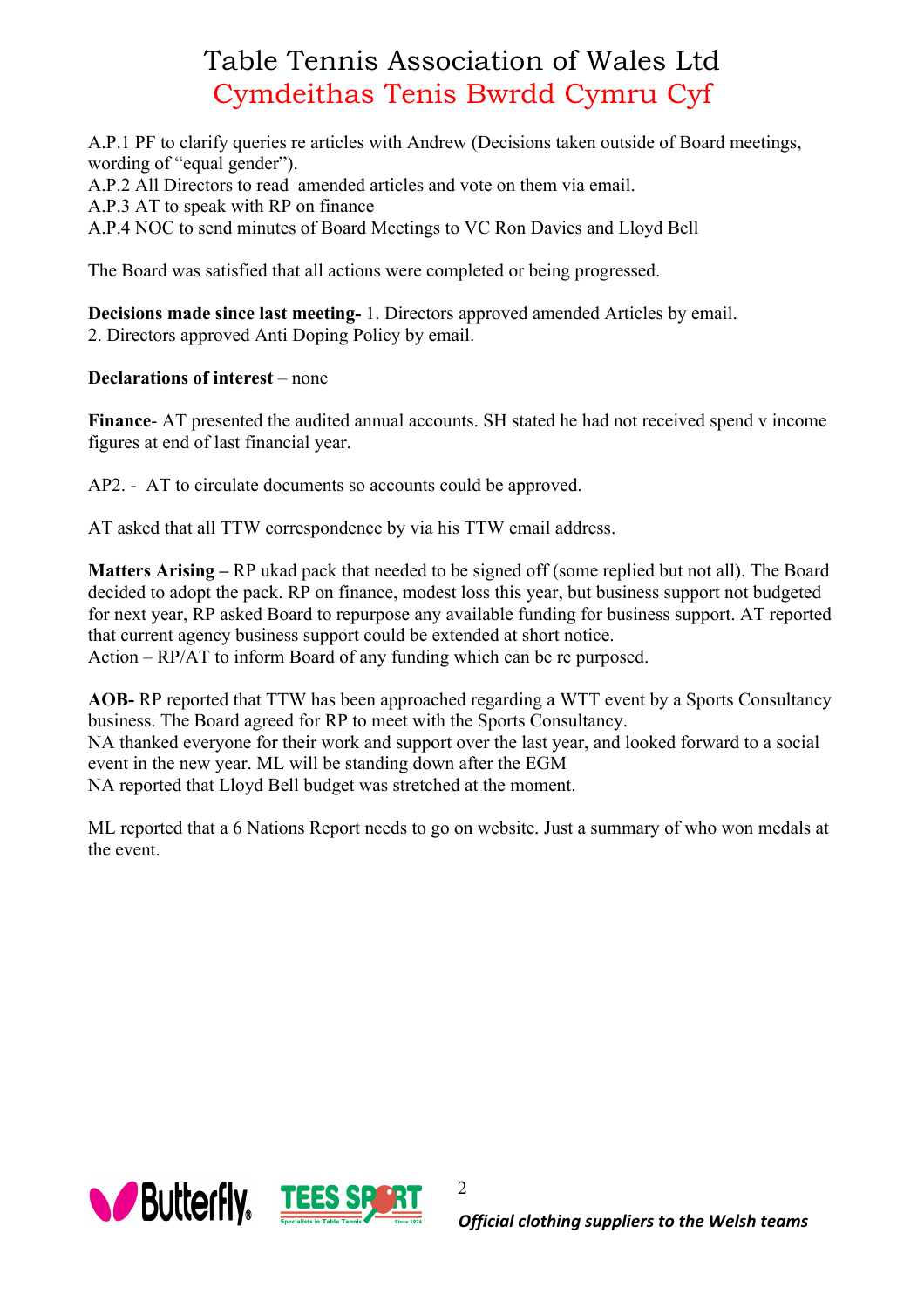# Table Tennis Association of Wales Ltd

# Cymdeithas Tenis Bwrdd Cymru Cyf

A.P.1 PF to clarify queries re articles with Andrew (Decisions taken outside of Board meetings, wording of "equal gender").
A.P.2 All Directors to read amended articles and vote on them via email.
A.P.3 AT to speak with RP on finance
A.P.4 NOC to send minutes of Board Meetings to VC Ron Davies and Lloyd Bell

The Board was satisfied that all actions were completed or being progressed.

**Decisions made since last meeting-** 1. Directors approved amended Articles by email.
2. Directors approved Anti Doping Policy by email.

**Declarations of interest** – none

**Finance**- AT presented the audited annual accounts. SH stated he had not received spend v income figures at end of last financial year.

AP2. - AT to circulate documents so accounts could be approved.

AT asked that all TTW correspondence by via his TTW email address.

**Matters Arising –** RP ukad pack that needed to be signed off (some replied but not all). The Board decided to adopt the pack. RP on finance, modest loss this year, but business support not budgeted for next year, RP asked Board to repurpose any available funding for business support. AT reported that current agency business support could be extended at short notice.
Action – RP/AT to inform Board of any funding which can be re purposed.

**AOB-** RP reported that TTW has been approached regarding a WTT event by a Sports Consultancy business. The Board agreed for RP to meet with the Sports Consultancy.
NA thanked everyone for their work and support over the last year, and looked forward to a social event in the new year. ML will be standing down after the EGM
NA reported that Lloyd Bell budget was stretched at the moment.

ML reported that a 6 Nations Report needs to go on website. Just a summary of who won medals at the event.

*Official clothing suppliers to the Welsh teams*